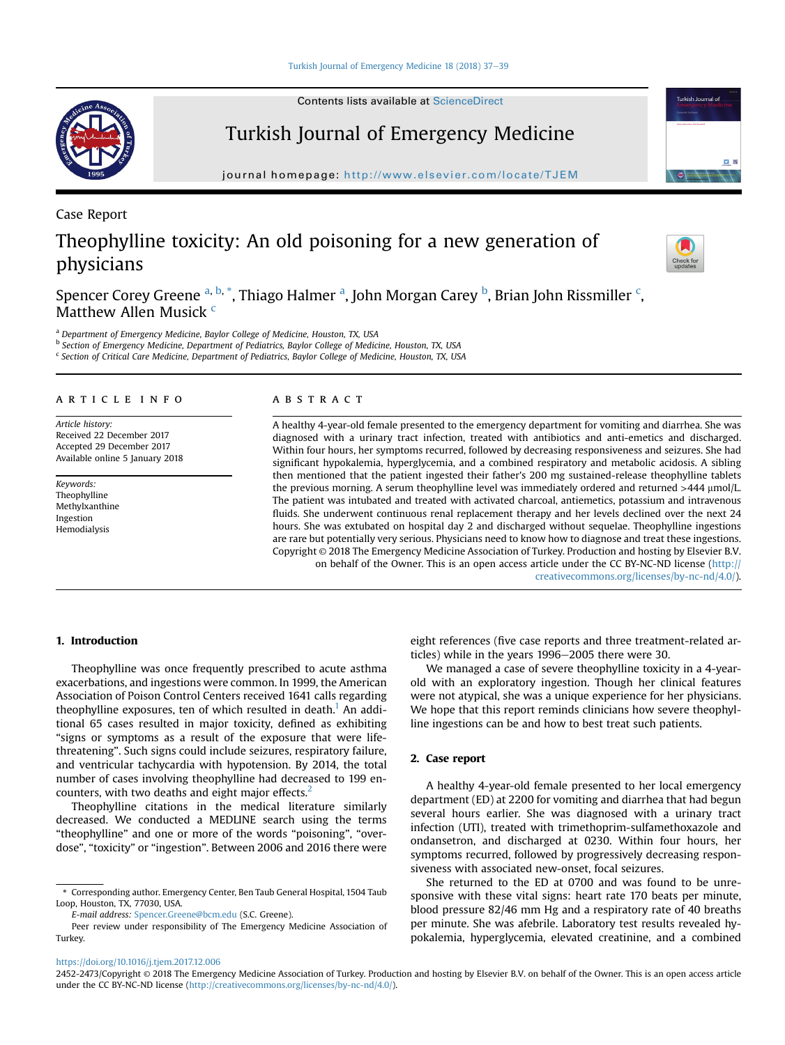Case Report

# Theophylline toxicity: An old poisoning for a new generation of physicians

Spencer Corey Greene [a, b, *], Thiago Halmer [a], John Morgan Carey [b], Brian John Rissmiller [c], Matthew Allen Musick [c]

[a] Department of Emergency Medicine, Baylor College of Medicine, Houston, TX, USA
[b] Section of Emergency Medicine, Department of Pediatrics, Baylor College of Medicine, Houston, TX, USA
[c] Section of Critical Care Medicine, Department of Pediatrics, Baylor College of Medicine, Houston, TX, USA

**ARTICLE INFO**

*Article history:*
Received 22 December 2017
Accepted 29 December 2017
Available online 5 January 2018

*Keywords:*
Theophylline
Methylxanthine
Ingestion
Hemodialysis

**ABSTRACT**

A healthy 4-year-old female presented to the emergency department for vomiting and diarrhea. She was diagnosed with a urinary tract infection, treated with antibiotics and anti-emetics and discharged. Within four hours, her symptoms recurred, followed by decreasing responsiveness and seizures. She had significant hypokalemia, hyperglycemia, and a combined respiratory and metabolic acidosis. A sibling then mentioned that the patient ingested their father's 200 mg sustained-release theophylline tablets the previous morning. A serum theophylline level was immediately ordered and returned >444 μmol/L. The patient was intubated and treated with activated charcoal, antiemetics, potassium and intravenous fluids. She underwent continuous renal replacement therapy and her levels declined over the next 24 hours. She was extubated on hospital day 2 and discharged without sequelae. Theophylline ingestions are rare but potentially very serious. Physicians need to know how to diagnose and treat these ingestions.

Copyright © 2018 The Emergency Medicine Association of Turkey. Production and hosting by Elsevier B.V. on behalf of the Owner. This is an open access article under the CC BY-NC-ND license (http://creativecommons.org/licenses/by-nc-nd/4.0/).

## 1. Introduction

Theophylline was once frequently prescribed to acute asthma exacerbations, and ingestions were common. In 1999, the American Association of Poison Control Centers received 1641 calls regarding theophylline exposures, ten of which resulted in death.[1] An additional 65 cases resulted in major toxicity, defined as exhibiting "signs or symptoms as a result of the exposure that were life-threatening". Such signs could include seizures, respiratory failure, and ventricular tachycardia with hypotension. By 2014, the total number of cases involving theophylline had decreased to 199 encounters, with two deaths and eight major effects.[2]

Theophylline citations in the medical literature similarly decreased. We conducted a MEDLINE search using the terms "theophylline" and one or more of the words "poisoning", "overdose", "toxicity" or "ingestion". Between 2006 and 2016 there were eight references (five case reports and three treatment-related articles) while in the years 1996–2005 there were 30.

We managed a case of severe theophylline toxicity in a 4-year-old with an exploratory ingestion. Though her clinical features were not atypical, she was a unique experience for her physicians. We hope that this report reminds clinicians how severe theophylline ingestions can be and how to best treat such patients.

## 2. Case report

A healthy 4-year-old female presented to her local emergency department (ED) at 2200 for vomiting and diarrhea that had begun several hours earlier. She was diagnosed with a urinary tract infection (UTI), treated with trimethoprim-sulfamethoxazole and ondansetron, and discharged at 0230. Within four hours, her symptoms recurred, followed by progressively decreasing responsiveness with associated new-onset, focal seizures.

She returned to the ED at 0700 and was found to be unresponsive with these vital signs: heart rate 170 beats per minute, blood pressure 82/46 mm Hg and a respiratory rate of 40 breaths per minute. She was afebrile. Laboratory test results revealed hypokalemia, hyperglycemia, elevated creatinine, and a combined

\* Corresponding author. Emergency Center, Ben Taub General Hospital, 1504 Taub Loop, Houston, TX, 77030, USA.
*E-mail address:* Spencer.Greene@bcm.edu (S.C. Greene).
Peer review under responsibility of The Emergency Medicine Association of Turkey.

https://doi.org/10.1016/j.tjem.2017.12.006
2452-2473/Copyright © 2018 The Emergency Medicine Association of Turkey. Production and hosting by Elsevier B.V. on behalf of the Owner. This is an open access article under the CC BY-NC-ND license (http://creativecommons.org/licenses/by-nc-nd/4.0/).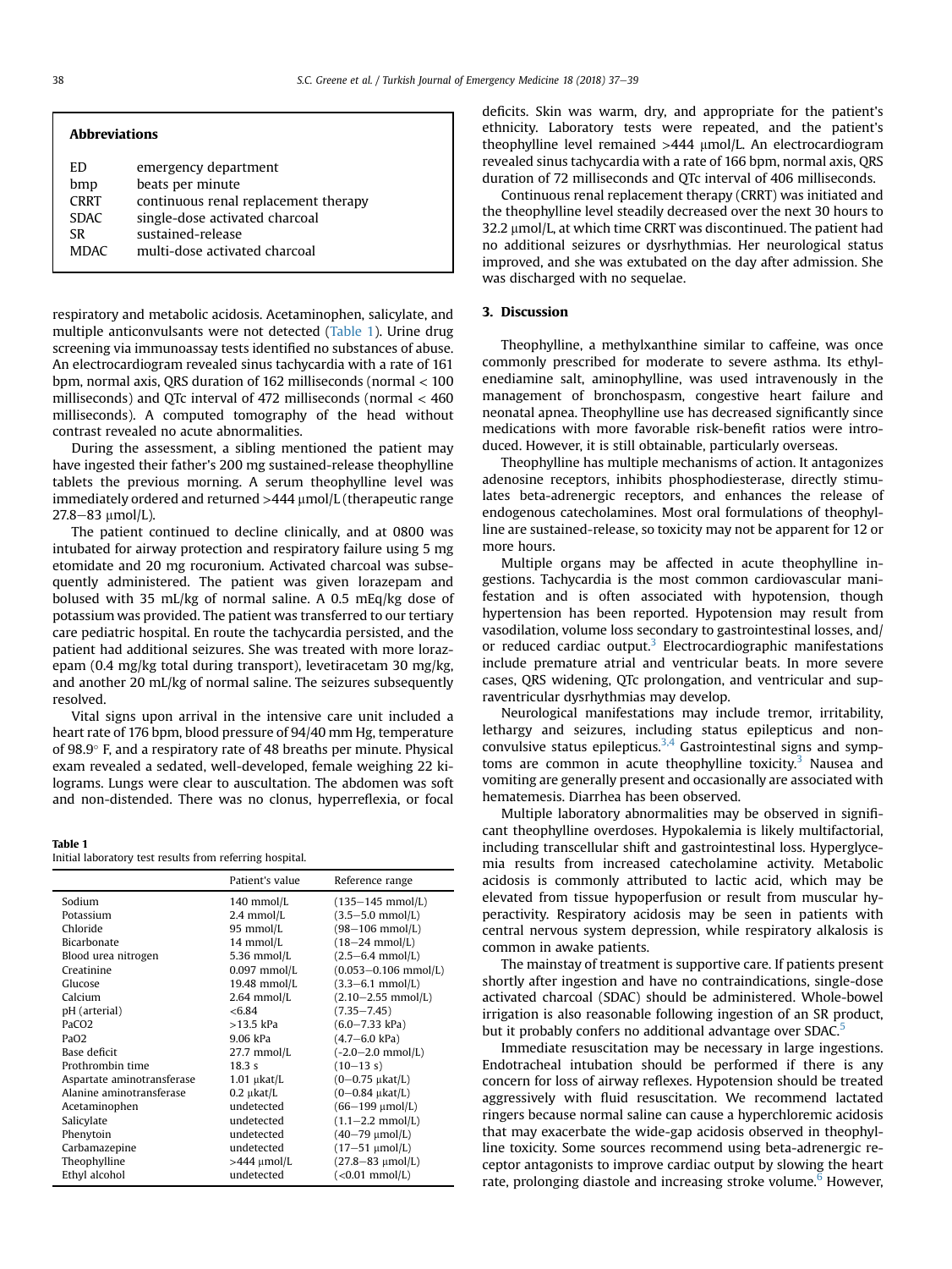| Abbreviations | |
|---|---|
| ED | emergency department |
| bmp | beats per minute |
| CRRT | continuous renal replacement therapy |
| SDAC | single-dose activated charcoal |
| SR | sustained-release |
| MDAC | multi-dose activated charcoal |

respiratory and metabolic acidosis. Acetaminophen, salicylate, and multiple anticonvulsants were not detected (Table 1). Urine drug screening via immunoassay tests identified no substances of abuse. An electrocardiogram revealed sinus tachycardia with a rate of 161 bpm, normal axis, QRS duration of 162 milliseconds (normal < 100 milliseconds) and QTc interval of 472 milliseconds (normal < 460 milliseconds). A computed tomography of the head without contrast revealed no acute abnormalities.

During the assessment, a sibling mentioned the patient may have ingested their father's 200 mg sustained-release theophylline tablets the previous morning. A serum theophylline level was immediately ordered and returned >444 μmol/L (therapeutic range 27.8–83 μmol/L).

The patient continued to decline clinically, and at 0800 was intubated for airway protection and respiratory failure using 5 mg etomidate and 20 mg rocuronium. Activated charcoal was subsequently administered. The patient was given lorazepam and bolused with 35 mL/kg of normal saline. A 0.5 mEq/kg dose of potassium was provided. The patient was transferred to our tertiary care pediatric hospital. En route the tachycardia persisted, and the patient had additional seizures. She was treated with more lorazepam (0.4 mg/kg total during transport), levetiracetam 30 mg/kg, and another 20 mL/kg of normal saline. The seizures subsequently resolved.

Vital signs upon arrival in the intensive care unit included a heart rate of 176 bpm, blood pressure of 94/40 mm Hg, temperature of 98.9° F, and a respiratory rate of 48 breaths per minute. Physical exam revealed a sedated, well-developed, female weighing 22 kilograms. Lungs were clear to auscultation. The abdomen was soft and non-distended. There was no clonus, hyperreflexia, or focal deficits. Skin was warm, dry, and appropriate for the patient's ethnicity. Laboratory tests were repeated, and the patient's theophylline level remained >444 μmol/L. An electrocardiogram revealed sinus tachycardia with a rate of 166 bpm, normal axis, QRS duration of 72 milliseconds and QTc interval of 406 milliseconds.

Continuous renal replacement therapy (CRRT) was initiated and the theophylline level steadily decreased over the next 30 hours to 32.2 μmol/L, at which time CRRT was discontinued. The patient had no additional seizures or dysrhythmias. Her neurological status improved, and she was extubated on the day after admission. She was discharged with no sequelae.

**Table 1**
Initial laboratory test results from referring hospital.

| | Patient's value | Reference range |
|---|---|---|
| Sodium | 140 mmol/L | (135–145 mmol/L) |
| Potassium | 2.4 mmol/L | (3.5–5.0 mmol/L) |
| Chloride | 95 mmol/L | (98–106 mmol/L) |
| Bicarbonate | 14 mmol/L | (18–24 mmol/L) |
| Blood urea nitrogen | 5.36 mmol/L | (2.5–6.4 mmol/L) |
| Creatinine | 0.097 mmol/L | (0.053–0.106 mmol/L) |
| Glucose | 19.48 mmol/L | (3.3–6.1 mmol/L) |
| Calcium | 2.64 mmol/L | (2.10–2.55 mmol/L) |
| pH (arterial) | <6.84 | (7.35–7.45) |
| PaCO2 | >13.5 kPa | (6.0–7.33 kPa) |
| PaO2 | 9.06 kPa | (4.7–6.0 kPa) |
| Base deficit | 27.7 mmol/L | (-2.0–2.0 mmol/L) |
| Prothrombin time | 18.3 s | (10–13 s) |
| Aspartate aminotransferase | 1.01 μkat/L | (0–0.75 μkat/L) |
| Alanine aminotransferase | 0.2 μkat/L | (0–0.84 μkat/L) |
| Acetaminophen | undetected | (66–199 μmol/L) |
| Salicylate | undetected | (1.1–2.2 mmol/L) |
| Phenytoin | undetected | (40–79 μmol/L) |
| Carbamazepine | undetected | (17–51 μmol/L) |
| Theophylline | >444 μmol/L | (27.8–83 μmol/L) |
| Ethyl alcohol | undetected | (<0.01 mmol/L) |

## 3. Discussion

Theophylline, a methylxanthine similar to caffeine, was once commonly prescribed for moderate to severe asthma. Its ethylenediamine salt, aminophylline, was used intravenously in the management of bronchospasm, congestive heart failure and neonatal apnea. Theophylline use has decreased significantly since medications with more favorable risk-benefit ratios were introduced. However, it is still obtainable, particularly overseas.

Theophylline has multiple mechanisms of action. It antagonizes adenosine receptors, inhibits phosphodiesterase, directly stimulates beta-adrenergic receptors, and enhances the release of endogenous catecholamines. Most oral formulations of theophylline are sustained-release, so toxicity may not be apparent for 12 or more hours.

Multiple organs may be affected in acute theophylline ingestions. Tachycardia is the most common cardiovascular manifestation and is often associated with hypotension, though hypertension has been reported. Hypotension may result from vasodilation, volume loss secondary to gastrointestinal losses, and/or reduced cardiac output.[3] Electrocardiographic manifestations include premature atrial and ventricular beats. In more severe cases, QRS widening, QTc prolongation, and ventricular and supraventricular dysrhythmias may develop.

Neurological manifestations may include tremor, irritability, lethargy and seizures, including status epilepticus and nonconvulsive status epilepticus.[3,4] Gastrointestinal signs and symptoms are common in acute theophylline toxicity.[3] Nausea and vomiting are generally present and occasionally are associated with hematemesis. Diarrhea has been observed.

Multiple laboratory abnormalities may be observed in significant theophylline overdoses. Hypokalemia is likely multifactorial, including transcellular shift and gastrointestinal loss. Hyperglycemia results from increased catecholamine activity. Metabolic acidosis is commonly attributed to lactic acid, which may be elevated from tissue hypoperfusion or result from muscular hyperactivity. Respiratory acidosis may be seen in patients with central nervous system depression, while respiratory alkalosis is common in awake patients.

The mainstay of treatment is supportive care. If patients present shortly after ingestion and have no contraindications, single-dose activated charcoal (SDAC) should be administered. Whole-bowel irrigation is also reasonable following ingestion of an SR product, but it probably confers no additional advantage over SDAC.[5]

Immediate resuscitation may be necessary in large ingestions. Endotracheal intubation should be performed if there is any concern for loss of airway reflexes. Hypotension should be treated aggressively with fluid resuscitation. We recommend lactated ringers because normal saline can cause a hyperchloremic acidosis that may exacerbate the wide-gap acidosis observed in theophylline toxicity. Some sources recommend using beta-adrenergic receptor antagonists to improve cardiac output by slowing the heart rate, prolonging diastole and increasing stroke volume.[6] However,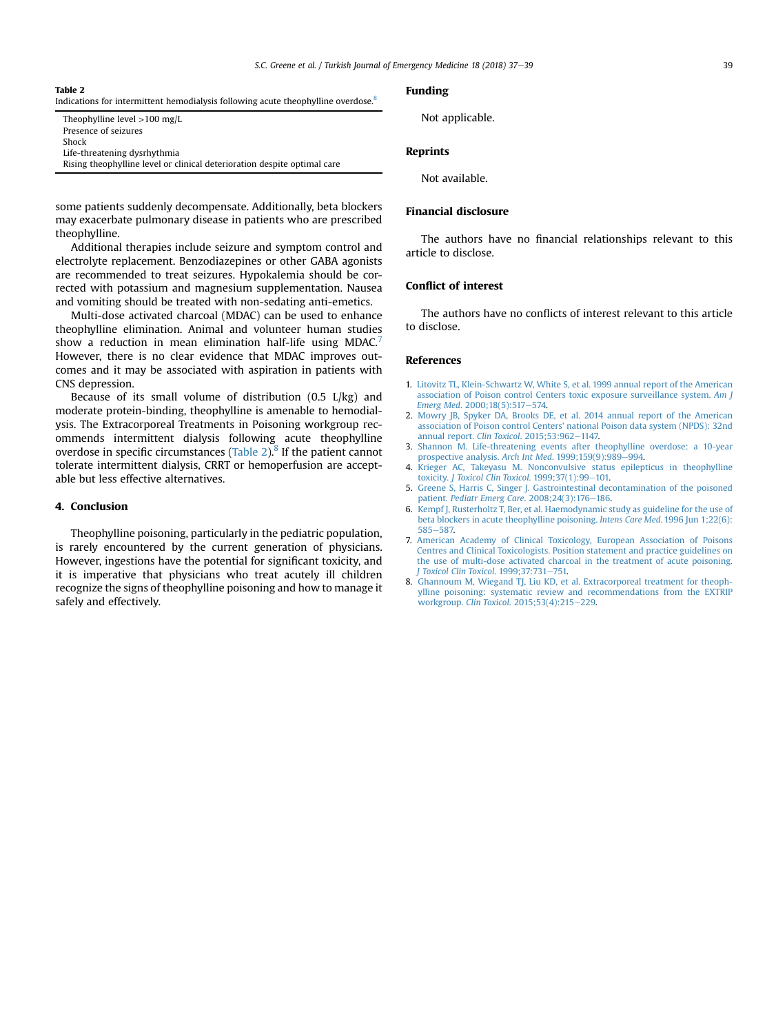**Table 2**
Indications for intermittent hemodialysis following acute theophylline overdose.[8]

| |
|---|
| Theophylline level >100 mg/L |
| Presence of seizures |
| Shock |
| Life-threatening dysrhythmia |
| Rising theophylline level or clinical deterioration despite optimal care |

some patients suddenly decompensate. Additionally, beta blockers may exacerbate pulmonary disease in patients who are prescribed theophylline.

Additional therapies include seizure and symptom control and electrolyte replacement. Benzodiazepines or other GABA agonists are recommended to treat seizures. Hypokalemia should be corrected with potassium and magnesium supplementation. Nausea and vomiting should be treated with non-sedating anti-emetics.

Multi-dose activated charcoal (MDAC) can be used to enhance theophylline elimination. Animal and volunteer human studies show a reduction in mean elimination half-life using MDAC.[7] However, there is no clear evidence that MDAC improves outcomes and it may be associated with aspiration in patients with CNS depression.

Because of its small volume of distribution (0.5 L/kg) and moderate protein-binding, theophylline is amenable to hemodialysis. The Extracorporeal Treatments in Poisoning workgroup recommends intermittent dialysis following acute theophylline overdose in specific circumstances (Table 2).[8] If the patient cannot tolerate intermittent dialysis, CRRT or hemoperfusion are acceptable but less effective alternatives.

## 4. Conclusion

Theophylline poisoning, particularly in the pediatric population, is rarely encountered by the current generation of physicians. However, ingestions have the potential for significant toxicity, and it is imperative that physicians who treat acutely ill children recognize the signs of theophylline poisoning and how to manage it safely and effectively.

## Funding

Not applicable.

## Reprints

Not available.

## Financial disclosure

The authors have no financial relationships relevant to this article to disclose.

## Conflict of interest

The authors have no conflicts of interest relevant to this article to disclose.

## References

1. Litovitz TL, Klein-Schwartz W, White S, et al. 1999 annual report of the American association of Poison control Centers toxic exposure surveillance system. *Am J Emerg Med*. 2000;18(5):517–574.
2. Mowry JB, Spyker DA, Brooks DE, et al. 2014 annual report of the American association of Poison control Centers' national Poison data system (NPDS): 32nd annual report. *Clin Toxicol*. 2015;53:962–1147.
3. Shannon M. Life-threatening events after theophylline overdose: a 10-year prospective analysis. *Arch Int Med*. 1999;159(9):989–994.
4. Krieger AC, Takeyasu M. Nonconvulsive status epilepticus in theophylline toxicity. *J Toxicol Clin Toxicol*. 1999;37(1):99–101.
5. Greene S, Harris C, Singer J. Gastrointestinal decontamination of the poisoned patient. *Pediatr Emerg Care*. 2008;24(3):176–186.
6. Kempf J, Rusterholtz T, Ber, et al. Haemodynamic study as guideline for the use of beta blockers in acute theophylline poisoning. *Intens Care Med*. 1996 Jun 1;22(6):585–587.
7. American Academy of Clinical Toxicology, European Association of Poisons Centres and Clinical Toxicologists. Position statement and practice guidelines on the use of multi-dose activated charcoal in the treatment of acute poisoning. *J Toxicol Clin Toxicol*. 1999;37:731–751.
8. Ghannoum M, Wiegand TJ, Liu KD, et al. Extracorporeal treatment for theophylline poisoning: systematic review and recommendations from the EXTRIP workgroup. *Clin Toxicol*. 2015;53(4):215–229.